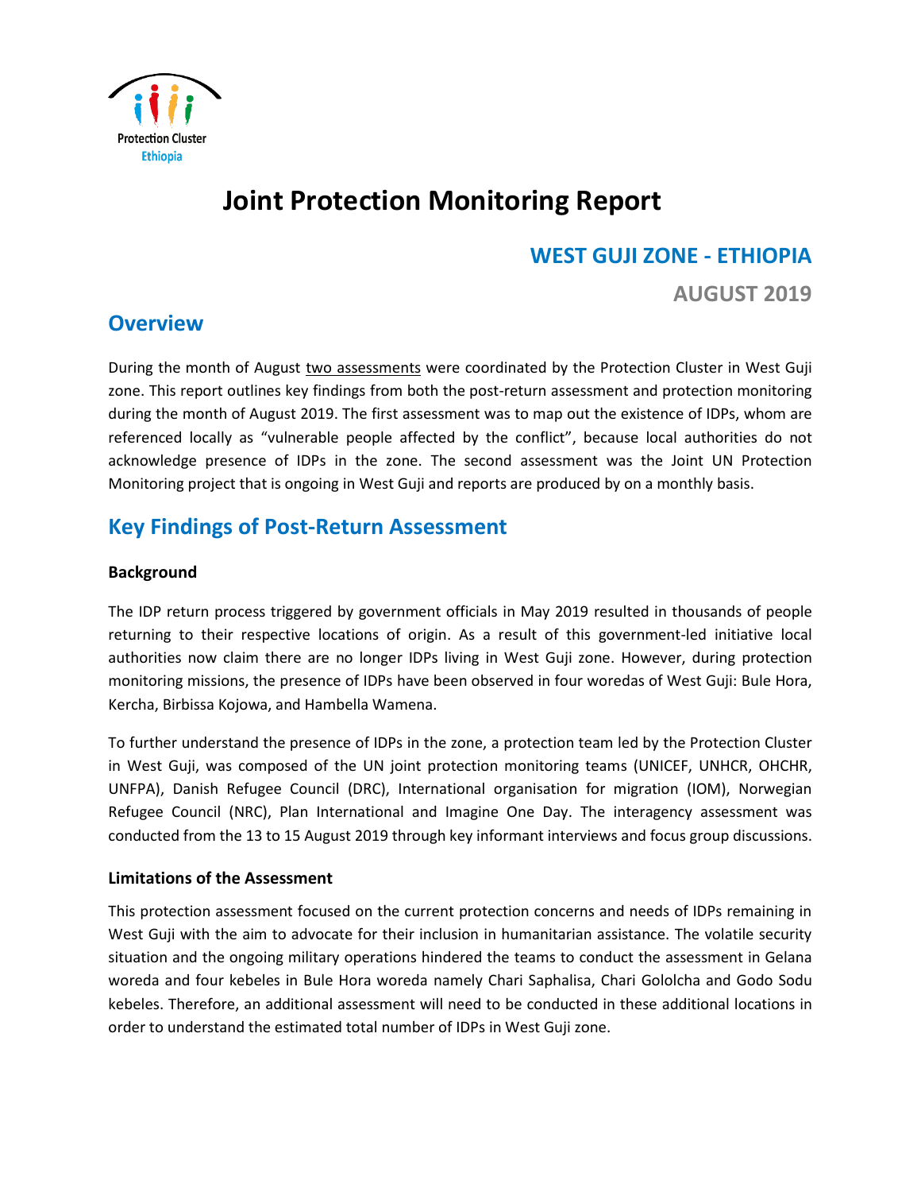Protection Cluster
Ethiopia

# Joint Protection Monitoring Report

## WEST GUJI ZONE - ETHIOPIA

**AUGUST 2019**

## Overview

During the month of August two assessments were coordinated by the Protection Cluster in West Guji zone. This report outlines key findings from both the post-return assessment and protection monitoring during the month of August 2019. The first assessment was to map out the existence of IDPs, whom are referenced locally as "vulnerable people affected by the conflict", because local authorities do not acknowledge presence of IDPs in the zone. The second assessment was the Joint UN Protection Monitoring project that is ongoing in West Guji and reports are produced by on a monthly basis.

## Key Findings of Post-Return Assessment

### Background

The IDP return process triggered by government officials in May 2019 resulted in thousands of people returning to their respective locations of origin. As a result of this government-led initiative local authorities now claim there are no longer IDPs living in West Guji zone. However, during protection monitoring missions, the presence of IDPs have been observed in four woredas of West Guji: Bule Hora, Kercha, Birbissa Kojowa, and Hambella Wamena.

To further understand the presence of IDPs in the zone, a protection team led by the Protection Cluster in West Guji, was composed of the UN joint protection monitoring teams (UNICEF, UNHCR, OHCHR, UNFPA), Danish Refugee Council (DRC), International organisation for migration (IOM), Norwegian Refugee Council (NRC), Plan International and Imagine One Day. The interagency assessment was conducted from the 13 to 15 August 2019 through key informant interviews and focus group discussions.

### Limitations of the Assessment

This protection assessment focused on the current protection concerns and needs of IDPs remaining in West Guji with the aim to advocate for their inclusion in humanitarian assistance. The volatile security situation and the ongoing military operations hindered the teams to conduct the assessment in Gelana woreda and four kebeles in Bule Hora woreda namely Chari Saphalisa, Chari Gololcha and Godo Sodu kebeles. Therefore, an additional assessment will need to be conducted in these additional locations in order to understand the estimated total number of IDPs in West Guji zone.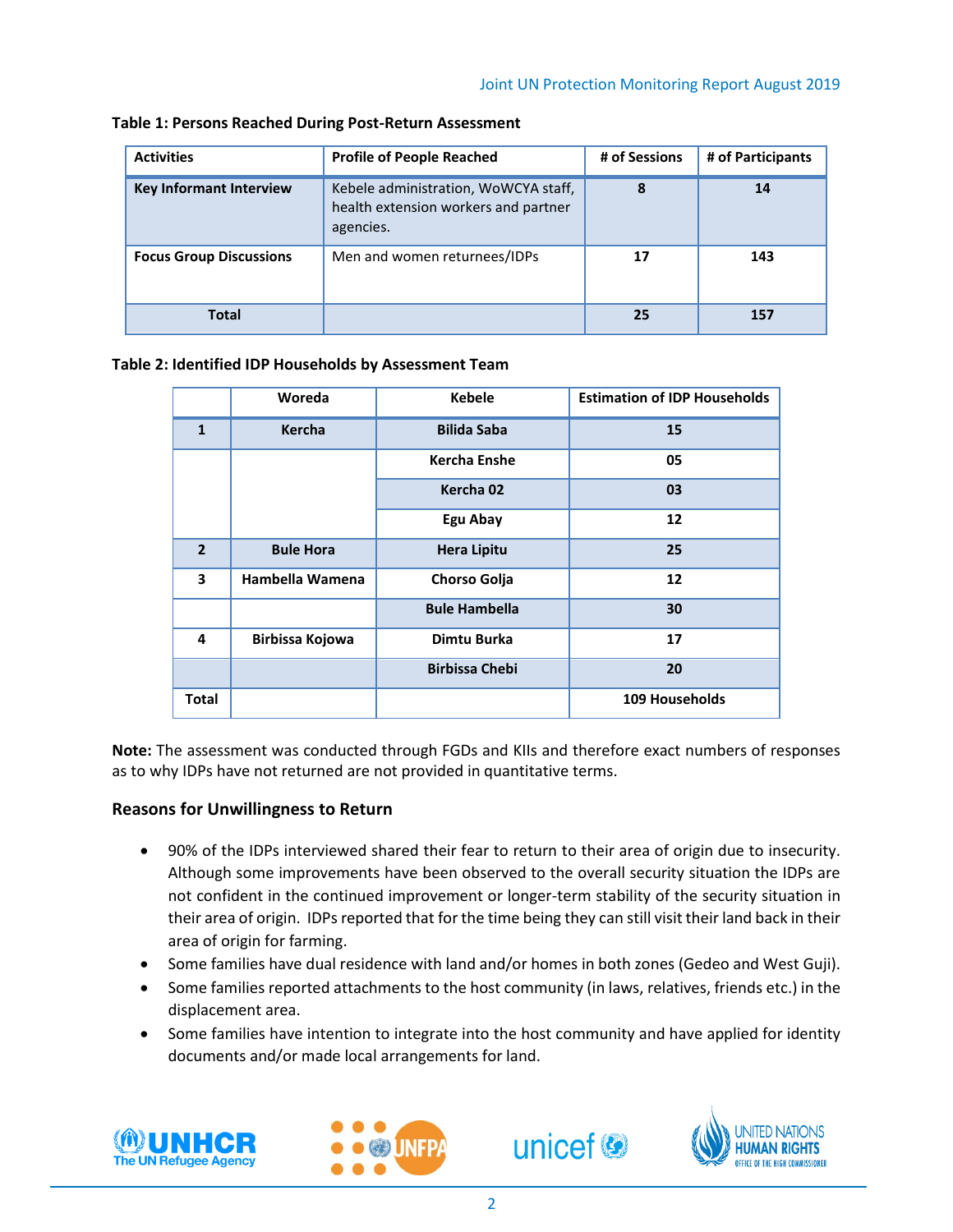**Table 1: Persons Reached During Post-Return Assessment**

| Activities | Profile of People Reached | # of Sessions | # of Participants |
|---|---|---|---|
| **Key Informant Interview** | Kebele administration, WoWCYA staff, health extension workers and partner agencies. | **8** | **14** |
| **Focus Group Discussions** | Men and women returnees/IDPs | **17** | **143** |
| **Total** | | **25** | **157** |

**Table 2: Identified IDP Households by Assessment Team**

| | Woreda | Kebele | Estimation of IDP Households |
|---|---|---|---|
| **1** | **Kercha** | **Bilida Saba** | **15** |
| | | **Kercha Enshe** | **05** |
| | | **Kercha 02** | **03** |
| | | **Egu Abay** | **12** |
| **2** | **Bule Hora** | **Hera Lipitu** | **25** |
| **3** | **Hambella Wamena** | **Chorso Golja** | **12** |
| | | **Bule Hambella** | **30** |
| **4** | **Birbissa Kojowa** | **Dimtu Burka** | **17** |
| | | **Birbissa Chebi** | **20** |
| **Total** | | | **109 Households** |

**Note:** The assessment was conducted through FGDs and KIIs and therefore exact numbers of responses as to why IDPs have not returned are not provided in quantitative terms.

### Reasons for Unwillingness to Return

- 90% of the IDPs interviewed shared their fear to return to their area of origin due to insecurity. Although some improvements have been observed to the overall security situation the IDPs are not confident in the continued improvement or longer-term stability of the security situation in their area of origin. IDPs reported that for the time being they can still visit their land back in their area of origin for farming.
- Some families have dual residence with land and/or homes in both zones (Gedeo and West Guji).
- Some families reported attachments to the host community (in laws, relatives, friends etc.) in the displacement area.
- Some families have intention to integrate into the host community and have applied for identity documents and/or made local arrangements for land.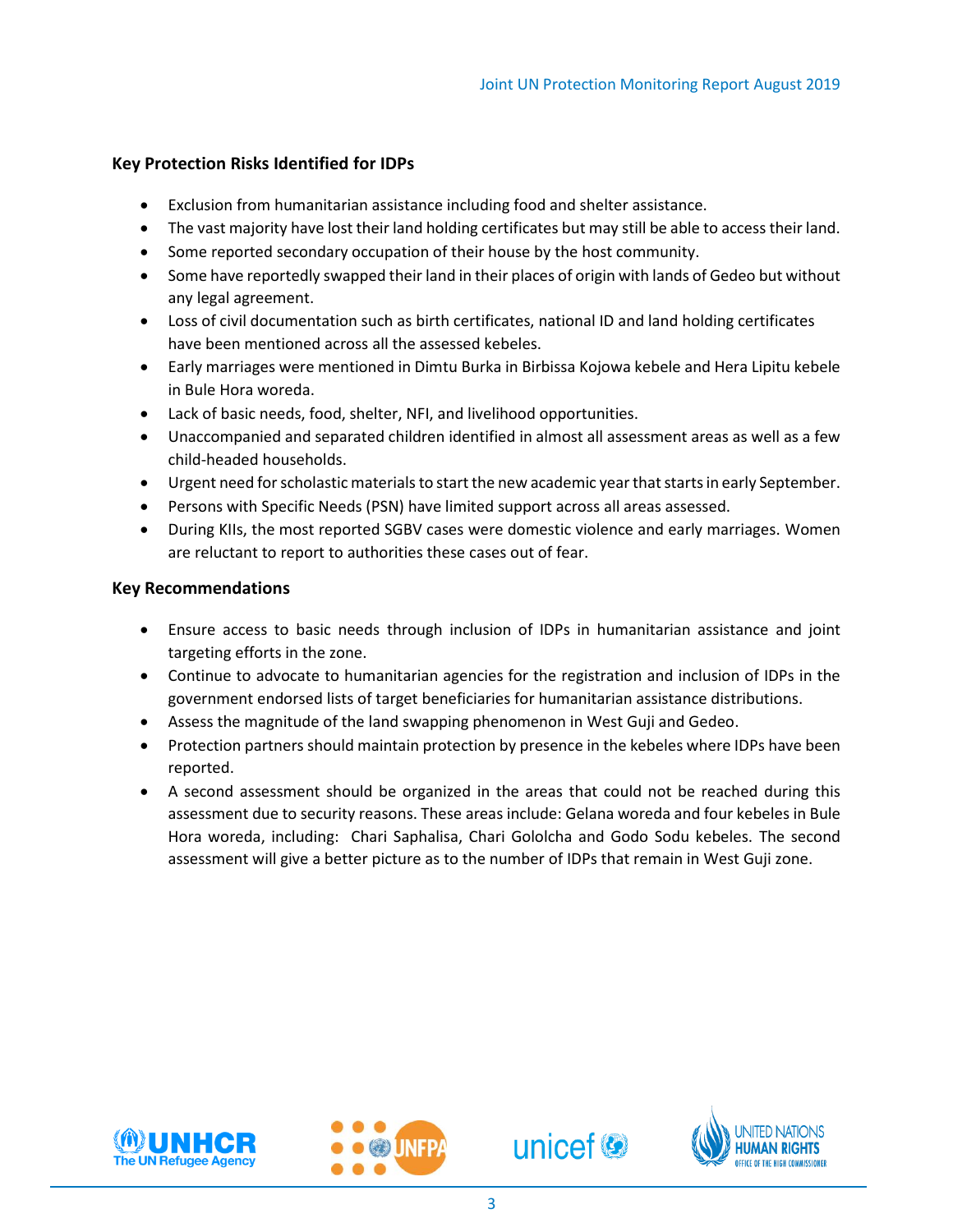### Key Protection Risks Identified for IDPs

- Exclusion from humanitarian assistance including food and shelter assistance.
- The vast majority have lost their land holding certificates but may still be able to access their land.
- Some reported secondary occupation of their house by the host community.
- Some have reportedly swapped their land in their places of origin with lands of Gedeo but without any legal agreement.
- Loss of civil documentation such as birth certificates, national ID and land holding certificates have been mentioned across all the assessed kebeles.
- Early marriages were mentioned in Dimtu Burka in Birbissa Kojowa kebele and Hera Lipitu kebele in Bule Hora woreda.
- Lack of basic needs, food, shelter, NFI, and livelihood opportunities.
- Unaccompanied and separated children identified in almost all assessment areas as well as a few child-headed households.
- Urgent need for scholastic materials to start the new academic year that starts in early September.
- Persons with Specific Needs (PSN) have limited support across all areas assessed.
- During KIIs, the most reported SGBV cases were domestic violence and early marriages. Women are reluctant to report to authorities these cases out of fear.

### Key Recommendations

- Ensure access to basic needs through inclusion of IDPs in humanitarian assistance and joint targeting efforts in the zone.
- Continue to advocate to humanitarian agencies for the registration and inclusion of IDPs in the government endorsed lists of target beneficiaries for humanitarian assistance distributions.
- Assess the magnitude of the land swapping phenomenon in West Guji and Gedeo.
- Protection partners should maintain protection by presence in the kebeles where IDPs have been reported.
- A second assessment should be organized in the areas that could not be reached during this assessment due to security reasons. These areas include: Gelana woreda and four kebeles in Bule Hora woreda, including: Chari Saphalisa, Chari Gololcha and Godo Sodu kebeles. The second assessment will give a better picture as to the number of IDPs that remain in West Guji zone.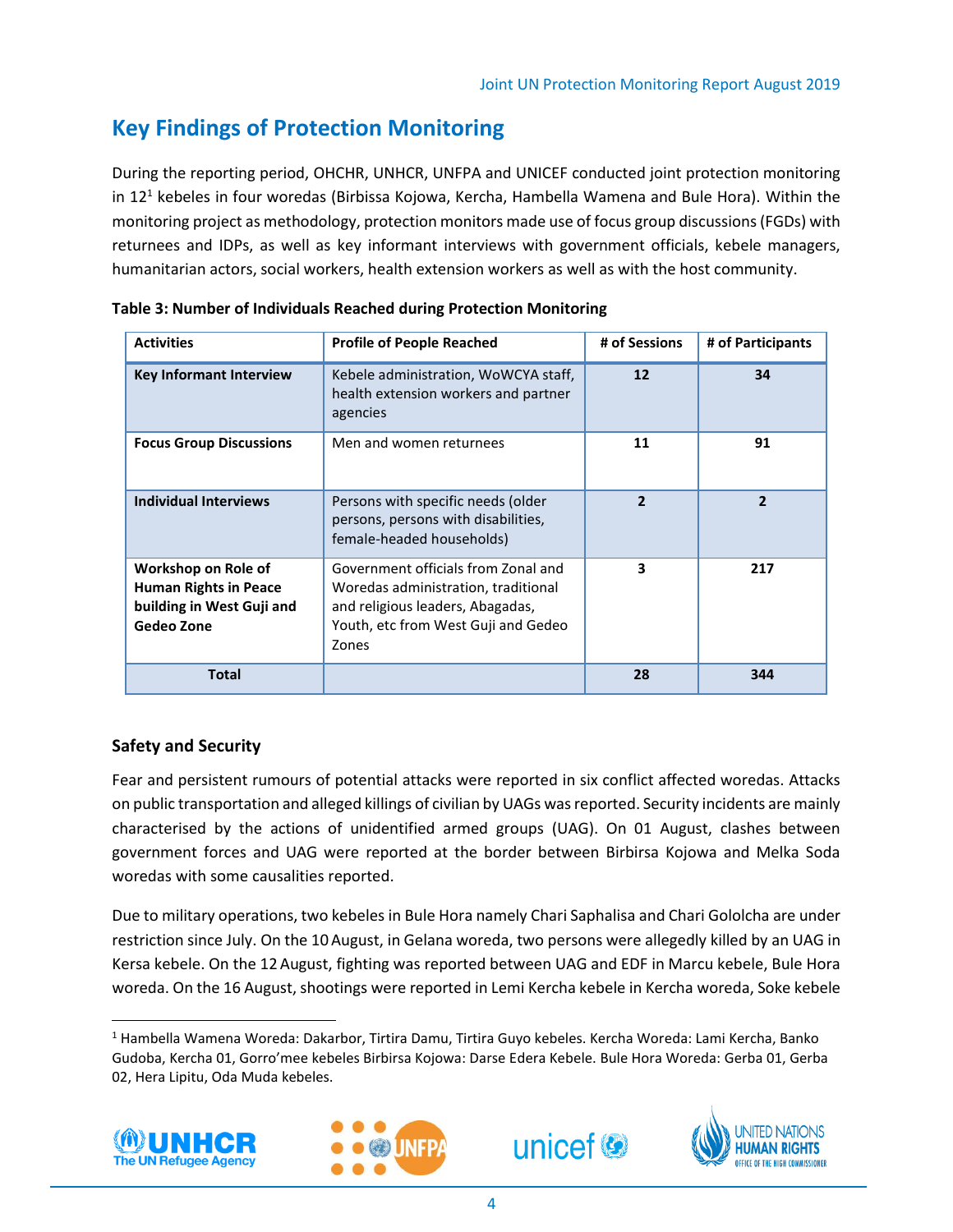## Key Findings of Protection Monitoring

During the reporting period, OHCHR, UNHCR, UNFPA and UNICEF conducted joint protection monitoring in 12[1] kebeles in four woredas (Birbissa Kojowa, Kercha, Hambella Wamena and Bule Hora). Within the monitoring project as methodology, protection monitors made use of focus group discussions (FGDs) with returnees and IDPs, as well as key informant interviews with government officials, kebele managers, humanitarian actors, social workers, health extension workers as well as with the host community.

**Table 3: Number of Individuals Reached during Protection Monitoring**

| Activities | Profile of People Reached | # of Sessions | # of Participants |
|---|---|---|---|
| **Key Informant Interview** | Kebele administration, WoWCYA staff, health extension workers and partner agencies | **12** | **34** |
| **Focus Group Discussions** | Men and women returnees | **11** | **91** |
| **Individual Interviews** | Persons with specific needs (older persons, persons with disabilities, female-headed households) | **2** | **2** |
| **Workshop on Role of Human Rights in Peace building in West Guji and Gedeo Zone** | Government officials from Zonal and Woredas administration, traditional and religious leaders, Abagadas, Youth, etc from West Guji and Gedeo Zones | **3** | **217** |
| **Total** | | **28** | **344** |

### Safety and Security

Fear and persistent rumours of potential attacks were reported in six conflict affected woredas. Attacks on public transportation and alleged killings of civilian by UAGs was reported. Security incidents are mainly characterised by the actions of unidentified armed groups (UAG). On 01 August, clashes between government forces and UAG were reported at the border between Birbirsa Kojowa and Melka Soda woredas with some causalities reported.

Due to military operations, two kebeles in Bule Hora namely Chari Saphalisa and Chari Gololcha are under restriction since July. On the 10 August, in Gelana woreda, two persons were allegedly killed by an UAG in Kersa kebele. On the 12 August, fighting was reported between UAG and EDF in Marcu kebele, Bule Hora woreda. On the 16 August, shootings were reported in Lemi Kercha kebele in Kercha woreda, Soke kebele

[1] Hambella Wamena Woreda: Dakarbor, Tirtira Damu, Tirtira Guyo kebeles. Kercha Woreda: Lami Kercha, Banko Gudoba, Kercha 01, Gorro'mee kebeles Birbirsa Kojowa: Darse Edera Kebele. Bule Hora Woreda: Gerba 01, Gerba 02, Hera Lipitu, Oda Muda kebeles.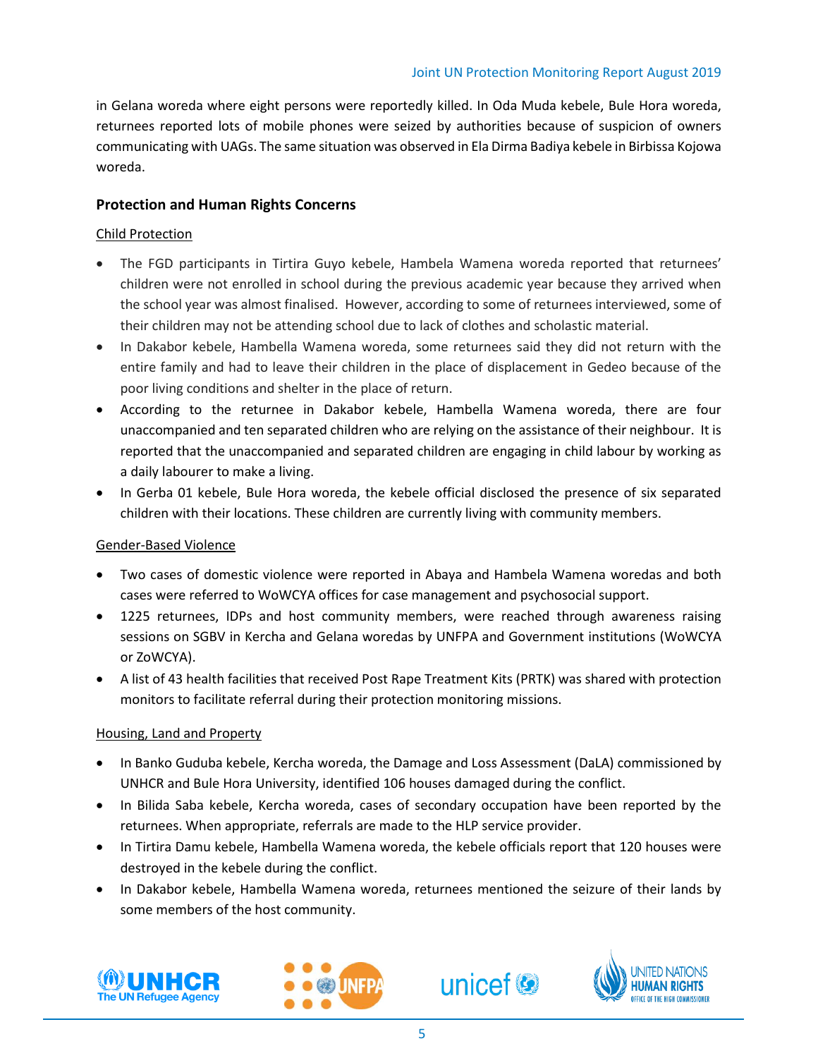in Gelana woreda where eight persons were reportedly killed. In Oda Muda kebele, Bule Hora woreda, returnees reported lots of mobile phones were seized by authorities because of suspicion of owners communicating with UAGs. The same situation was observed in Ela Dirma Badiya kebele in Birbissa Kojowa woreda.

## Protection and Human Rights Concerns

### Child Protection

- The FGD participants in Tirtira Guyo kebele, Hambela Wamena woreda reported that returnees' children were not enrolled in school during the previous academic year because they arrived when the school year was almost finalised. However, according to some of returnees interviewed, some of their children may not be attending school due to lack of clothes and scholastic material.
- In Dakabor kebele, Hambella Wamena woreda, some returnees said they did not return with the entire family and had to leave their children in the place of displacement in Gedeo because of the poor living conditions and shelter in the place of return.
- According to the returnee in Dakabor kebele, Hambella Wamena woreda, there are four unaccompanied and ten separated children who are relying on the assistance of their neighbour. It is reported that the unaccompanied and separated children are engaging in child labour by working as a daily labourer to make a living.
- In Gerba 01 kebele, Bule Hora woreda, the kebele official disclosed the presence of six separated children with their locations. These children are currently living with community members.

### Gender-Based Violence

- Two cases of domestic violence were reported in Abaya and Hambela Wamena woredas and both cases were referred to WoWCYA offices for case management and psychosocial support.
- 1225 returnees, IDPs and host community members, were reached through awareness raising sessions on SGBV in Kercha and Gelana woredas by UNFPA and Government institutions (WoWCYA or ZoWCYA).
- A list of 43 health facilities that received Post Rape Treatment Kits (PRTK) was shared with protection monitors to facilitate referral during their protection monitoring missions.

### Housing, Land and Property

- In Banko Guduba kebele, Kercha woreda, the Damage and Loss Assessment (DaLA) commissioned by UNHCR and Bule Hora University, identified 106 houses damaged during the conflict.
- In Bilida Saba kebele, Kercha woreda, cases of secondary occupation have been reported by the returnees. When appropriate, referrals are made to the HLP service provider.
- In Tirtira Damu kebele, Hambella Wamena woreda, the kebele officials report that 120 houses were destroyed in the kebele during the conflict.
- In Dakabor kebele, Hambella Wamena woreda, returnees mentioned the seizure of their lands by some members of the host community.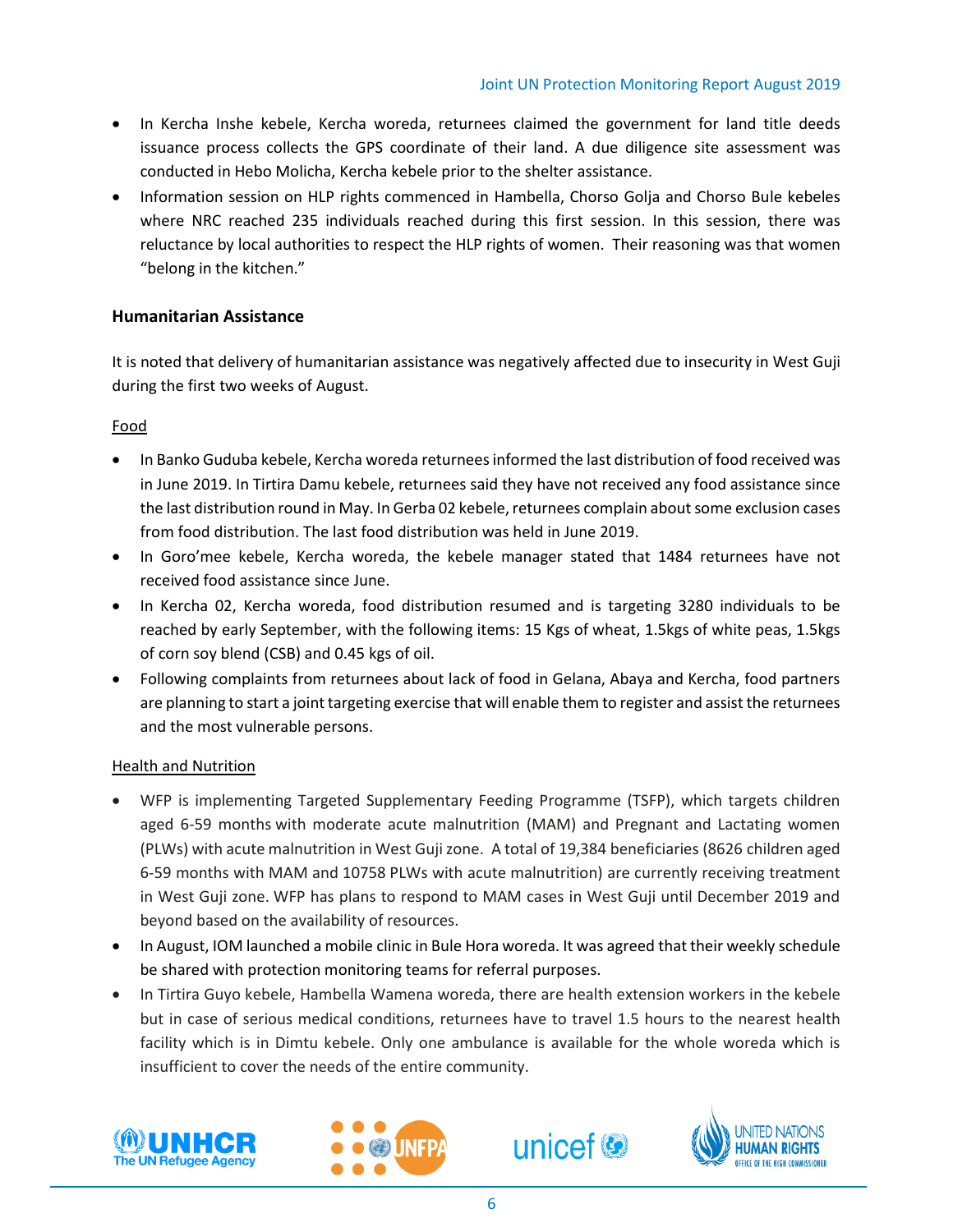- In Kercha Inshe kebele, Kercha woreda, returnees claimed the government for land title deeds issuance process collects the GPS coordinate of their land. A due diligence site assessment was conducted in Hebo Molicha, Kercha kebele prior to the shelter assistance.
- Information session on HLP rights commenced in Hambella, Chorso Golja and Chorso Bule kebeles where NRC reached 235 individuals reached during this first session. In this session, there was reluctance by local authorities to respect the HLP rights of women. Their reasoning was that women "belong in the kitchen."

### Humanitarian Assistance

It is noted that delivery of humanitarian assistance was negatively affected due to insecurity in West Guji during the first two weeks of August.

Food

- In Banko Guduba kebele, Kercha woreda returnees informed the last distribution of food received was in June 2019. In Tirtira Damu kebele, returnees said they have not received any food assistance since the last distribution round in May. In Gerba 02 kebele, returnees complain about some exclusion cases from food distribution. The last food distribution was held in June 2019.
- In Goro'mee kebele, Kercha woreda, the kebele manager stated that 1484 returnees have not received food assistance since June.
- In Kercha 02, Kercha woreda, food distribution resumed and is targeting 3280 individuals to be reached by early September, with the following items: 15 Kgs of wheat, 1.5kgs of white peas, 1.5kgs of corn soy blend (CSB) and 0.45 kgs of oil.
- Following complaints from returnees about lack of food in Gelana, Abaya and Kercha, food partners are planning to start a joint targeting exercise that will enable them to register and assist the returnees and the most vulnerable persons.

Health and Nutrition

- WFP is implementing Targeted Supplementary Feeding Programme (TSFP), which targets children aged 6-59 months with moderate acute malnutrition (MAM) and Pregnant and Lactating women (PLWs) with acute malnutrition in West Guji zone. A total of 19,384 beneficiaries (8626 children aged 6-59 months with MAM and 10758 PLWs with acute malnutrition) are currently receiving treatment in West Guji zone. WFP has plans to respond to MAM cases in West Guji until December 2019 and beyond based on the availability of resources.
- In August, IOM launched a mobile clinic in Bule Hora woreda. It was agreed that their weekly schedule be shared with protection monitoring teams for referral purposes.
- In Tirtira Guyo kebele, Hambella Wamena woreda, there are health extension workers in the kebele but in case of serious medical conditions, returnees have to travel 1.5 hours to the nearest health facility which is in Dimtu kebele. Only one ambulance is available for the whole woreda which is insufficient to cover the needs of the entire community.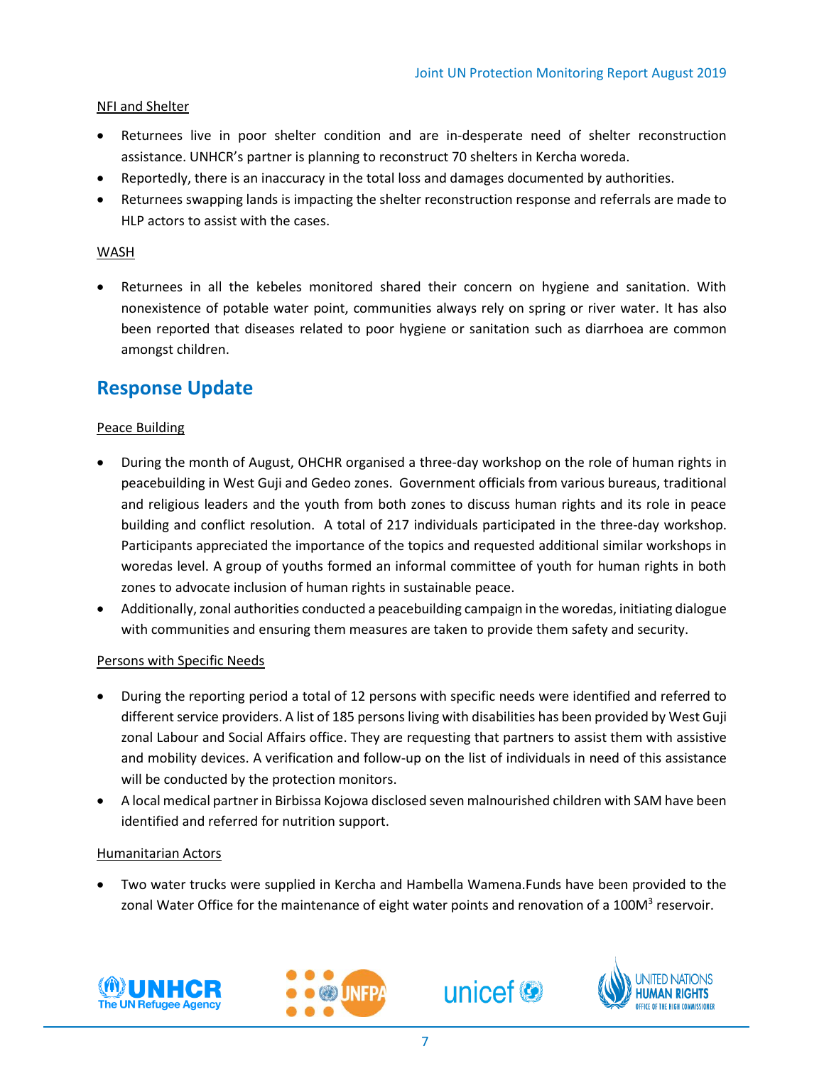NFI and Shelter

- Returnees live in poor shelter condition and are in-desperate need of shelter reconstruction assistance. UNHCR's partner is planning to reconstruct 70 shelters in Kercha woreda.
- Reportedly, there is an inaccuracy in the total loss and damages documented by authorities.
- Returnees swapping lands is impacting the shelter reconstruction response and referrals are made to HLP actors to assist with the cases.

WASH

- Returnees in all the kebeles monitored shared their concern on hygiene and sanitation. With nonexistence of potable water point, communities always rely on spring or river water. It has also been reported that diseases related to poor hygiene or sanitation such as diarrhoea are common amongst children.

## Response Update

Peace Building

- During the month of August, OHCHR organised a three-day workshop on the role of human rights in peacebuilding in West Guji and Gedeo zones. Government officials from various bureaus, traditional and religious leaders and the youth from both zones to discuss human rights and its role in peace building and conflict resolution. A total of 217 individuals participated in the three-day workshop. Participants appreciated the importance of the topics and requested additional similar workshops in woredas level. A group of youths formed an informal committee of youth for human rights in both zones to advocate inclusion of human rights in sustainable peace.
- Additionally, zonal authorities conducted a peacebuilding campaign in the woredas, initiating dialogue with communities and ensuring them measures are taken to provide them safety and security.

Persons with Specific Needs

- During the reporting period a total of 12 persons with specific needs were identified and referred to different service providers. A list of 185 persons living with disabilities has been provided by West Guji zonal Labour and Social Affairs office. They are requesting that partners to assist them with assistive and mobility devices. A verification and follow-up on the list of individuals in need of this assistance will be conducted by the protection monitors.
- A local medical partner in Birbissa Kojowa disclosed seven malnourished children with SAM have been identified and referred for nutrition support.

Humanitarian Actors

- Two water trucks were supplied in Kercha and Hambella Wamena.Funds have been provided to the zonal Water Office for the maintenance of eight water points and renovation of a $100M^3$ reservoir.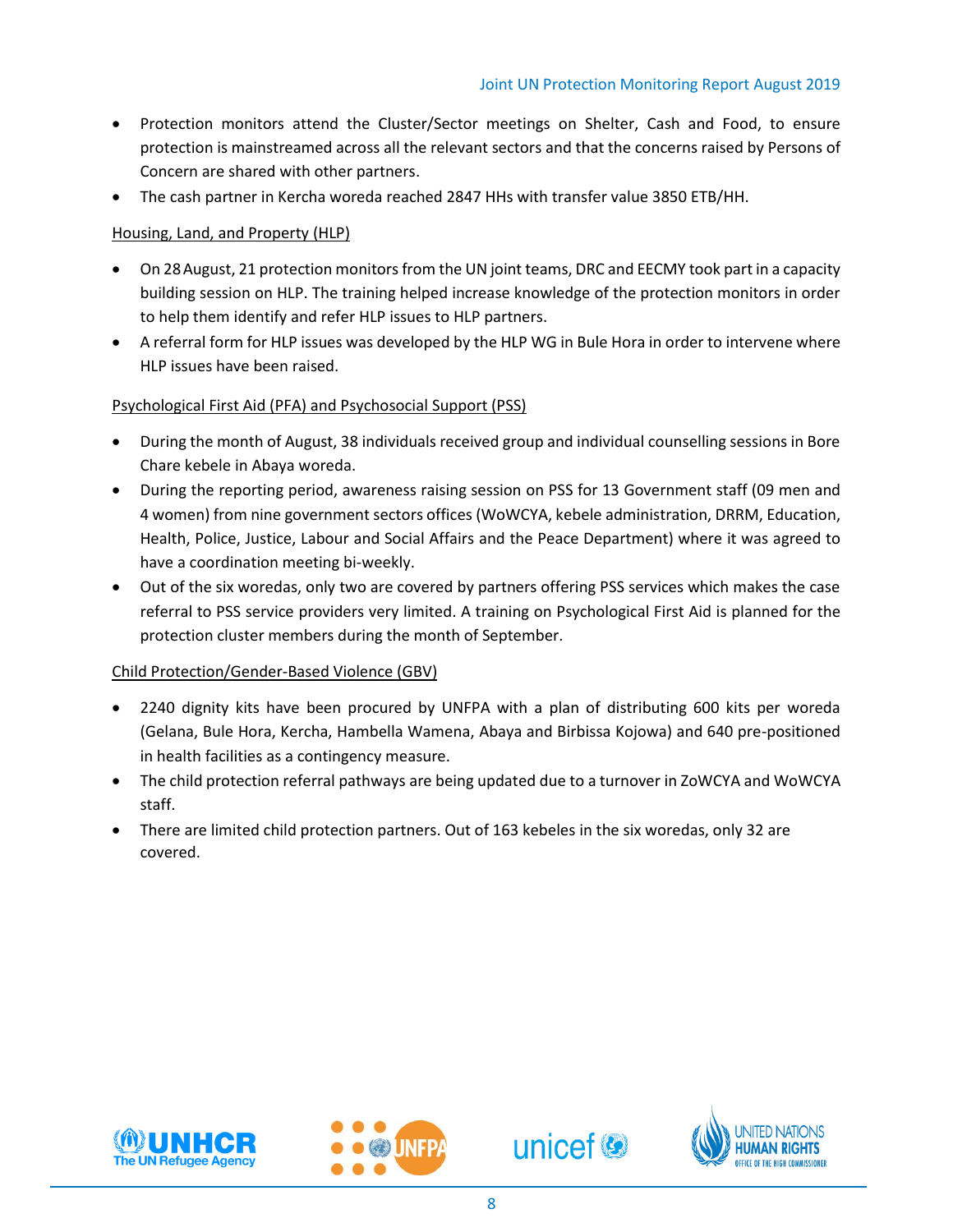- Protection monitors attend the Cluster/Sector meetings on Shelter, Cash and Food, to ensure protection is mainstreamed across all the relevant sectors and that the concerns raised by Persons of Concern are shared with other partners.
- The cash partner in Kercha woreda reached 2847 HHs with transfer value 3850 ETB/HH.

Housing, Land, and Property (HLP)

- On 28 August, 21 protection monitors from the UN joint teams, DRC and EECMY took part in a capacity building session on HLP. The training helped increase knowledge of the protection monitors in order to help them identify and refer HLP issues to HLP partners.
- A referral form for HLP issues was developed by the HLP WG in Bule Hora in order to intervene where HLP issues have been raised.

Psychological First Aid (PFA) and Psychosocial Support (PSS)

- During the month of August, 38 individuals received group and individual counselling sessions in Bore Chare kebele in Abaya woreda.
- During the reporting period, awareness raising session on PSS for 13 Government staff (09 men and 4 women) from nine government sectors offices (WoWCYA, kebele administration, DRRM, Education, Health, Police, Justice, Labour and Social Affairs and the Peace Department) where it was agreed to have a coordination meeting bi-weekly.
- Out of the six woredas, only two are covered by partners offering PSS services which makes the case referral to PSS service providers very limited. A training on Psychological First Aid is planned for the protection cluster members during the month of September.

Child Protection/Gender-Based Violence (GBV)

- 2240 dignity kits have been procured by UNFPA with a plan of distributing 600 kits per woreda (Gelana, Bule Hora, Kercha, Hambella Wamena, Abaya and Birbissa Kojowa) and 640 pre-positioned in health facilities as a contingency measure.
- The child protection referral pathways are being updated due to a turnover in ZoWCYA and WoWCYA staff.
- There are limited child protection partners. Out of 163 kebeles in the six woredas, only 32 are covered.